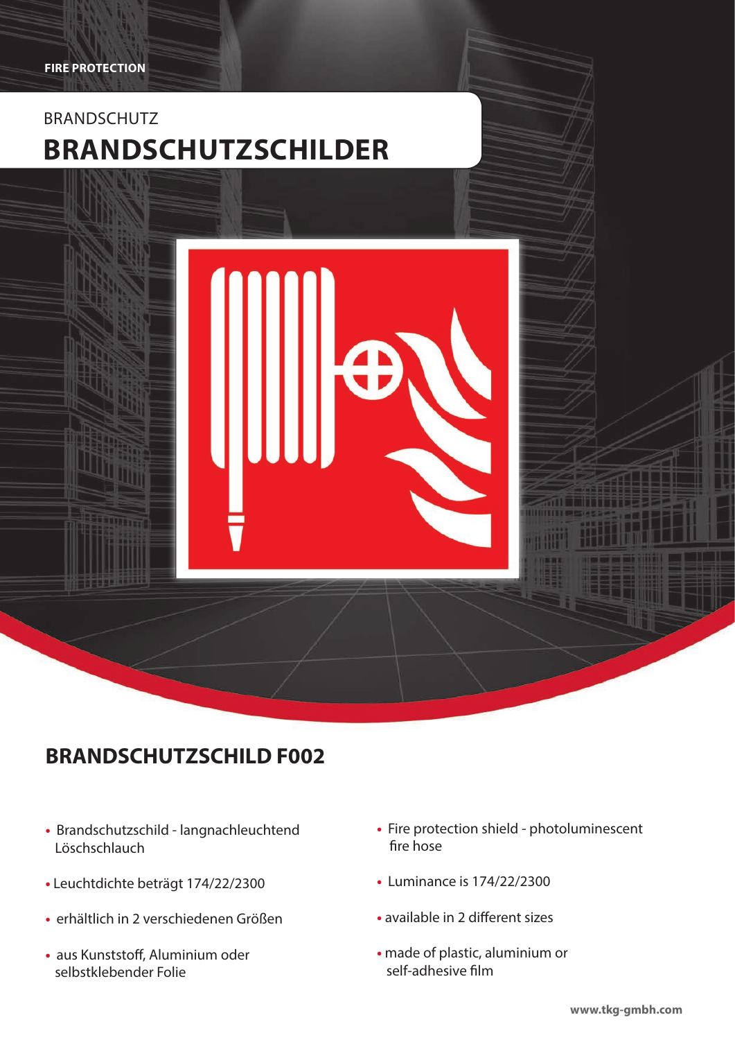FIRE PROTECTION

BRANDSCHUTZ

# BRANDSCHUTZSCHILDER

## BRANDSCHUTZSCHILD F002

- Brandschutzschild - langnachleuchtend Löschschlauch
- Leuchtdichte beträgt 174/22/2300
- erhältlich in 2 verschiedenen Größen
- aus Kunststoff, Aluminium oder selbstklebender Folie

- Fire protection shield - photoluminescent fire hose
- Luminance is 174/22/2300
- available in 2 different sizes
- made of plastic, aluminium or self-adhesive film

**www.tkg-gmbh.com**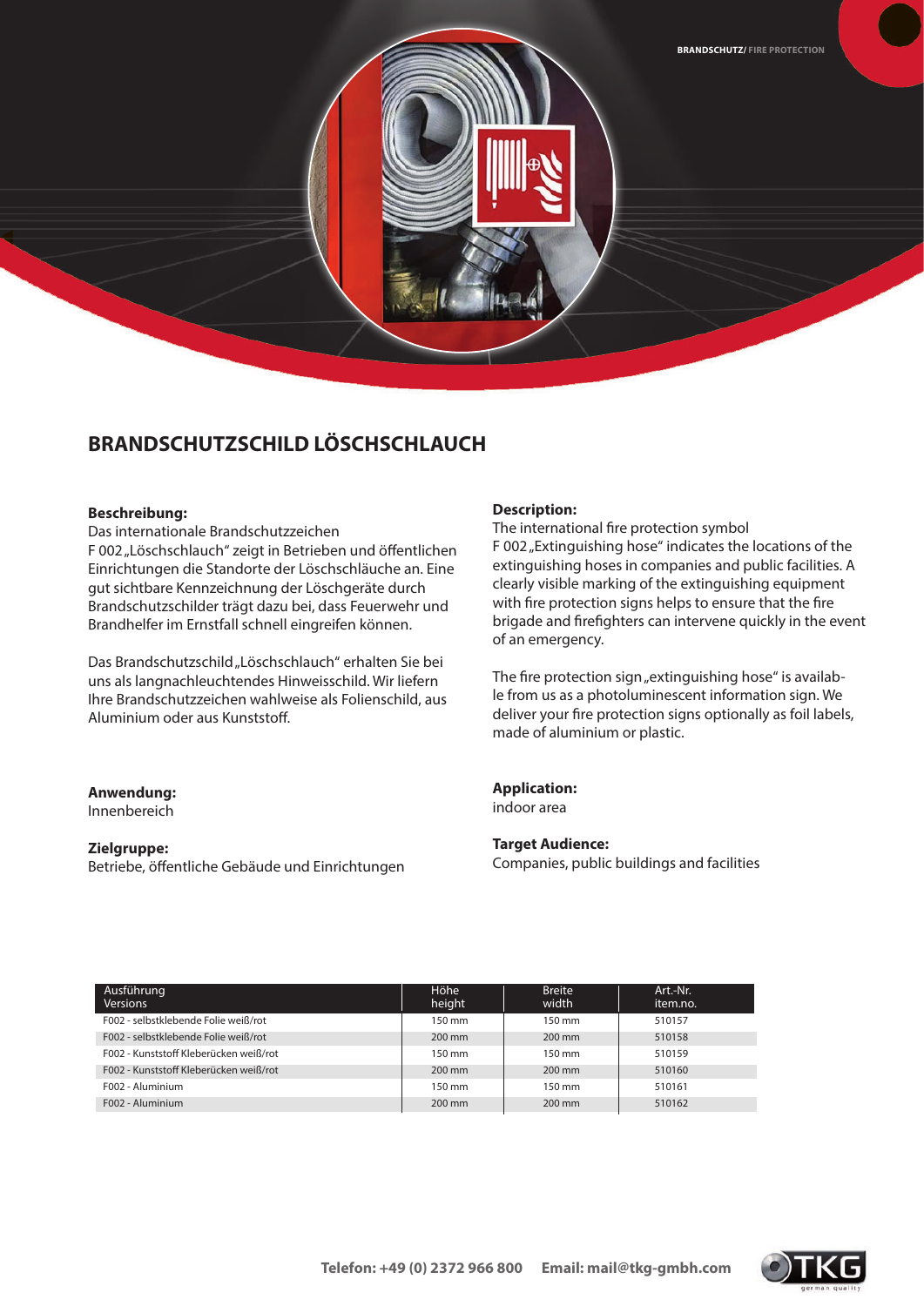# BRANDSCHUTZSCHILD LÖSCHSCHLAUCH

**Beschreibung:**
Das internationale Brandschutzzeichen
F 002 „Löschschlauch“ zeigt in Betrieben und öffentlichen Einrichtungen die Standorte der Löschschläuche an. Eine gut sichtbare Kennzeichnung der Löschgeräte durch Brandschutzschilder trägt dazu bei, dass Feuerwehr und Brandhelfer im Ernstfall schnell eingreifen können.

Das Brandschutzschild „Löschschlauch“ erhalten Sie bei uns als langnachleuchtendes Hinweisschild. Wir liefern Ihre Brandschutzzeichen wahlweise als Folienschild, aus Aluminium oder aus Kunststoff.

**Anwendung:**
Innenbereich

**Zielgruppe:**
Betriebe, öffentliche Gebäude und Einrichtungen

**Description:**
The international fire protection symbol
F 002 „Extinguishing hose“ indicates the locations of the extinguishing hoses in companies and public facilities. A clearly visible marking of the extinguishing equipment with fire protection signs helps to ensure that the fire brigade and firefighters can intervene quickly in the event of an emergency.

The fire protection sign „extinguishing hose“ is availab-le from us as a photoluminescent information sign. We deliver your fire protection signs optionally as foil labels, made of aluminium or plastic.

**Application:**
indoor area

**Target Audience:**
Companies, public buildings and facilities

| Ausführung Versions | Höhe height | Breite width | Art.-Nr. item.no. |
|---|---|---|---|
| F002 - selbstklebende Folie weiß/rot | 150 mm | 150 mm | 510157 |
| F002 - selbstklebende Folie weiß/rot | 200 mm | 200 mm | 510158 |
| F002 - Kunststoff Kleberücken weiß/rot | 150 mm | 150 mm | 510159 |
| F002 - Kunststoff Kleberücken weiß/rot | 200 mm | 200 mm | 510160 |
| F002 - Aluminium | 150 mm | 150 mm | 510161 |
| F002 - Aluminium | 200 mm | 200 mm | 510162 |

**Telefon: +49 (0) 2372 966 800** **Email: mail@tkg-gmbh.com**